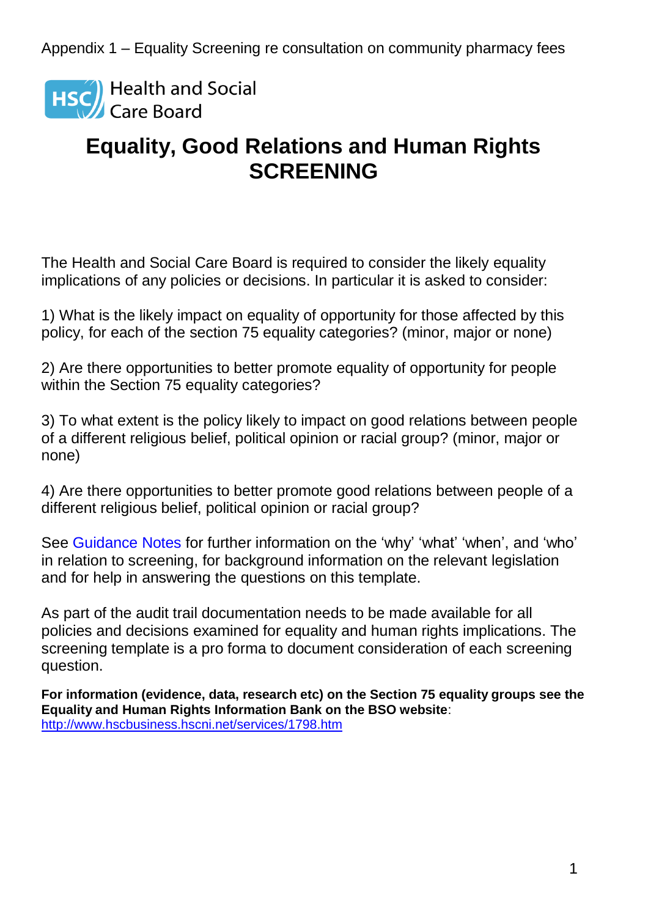Appendix 1 – Equality Screening re consultation on community pharmacy fees

Health and Social Care Board

# Equality, Good Relations and Human Rights SCREENING

The Health and Social Care Board is required to consider the likely equality implications of any policies or decisions. In particular it is asked to consider:

1) What is the likely impact on equality of opportunity for those affected by this policy, for each of the section 75 equality categories? (minor, major or none)

2) Are there opportunities to better promote equality of opportunity for people within the Section 75 equality categories?

3) To what extent is the policy likely to impact on good relations between people of a different religious belief, political opinion or racial group? (minor, major or none)

4) Are there opportunities to better promote good relations between people of a different religious belief, political opinion or racial group?

See Guidance Notes for further information on the 'why' 'what' 'when', and 'who' in relation to screening, for background information on the relevant legislation and for help in answering the questions on this template.

As part of the audit trail documentation needs to be made available for all policies and decisions examined for equality and human rights implications. The screening template is a pro forma to document consideration of each screening question.

**For information (evidence, data, research etc) on the Section 75 equality groups see the Equality and Human Rights Information Bank on the BSO website**: http://www.hscbusiness.hscni.net/services/1798.htm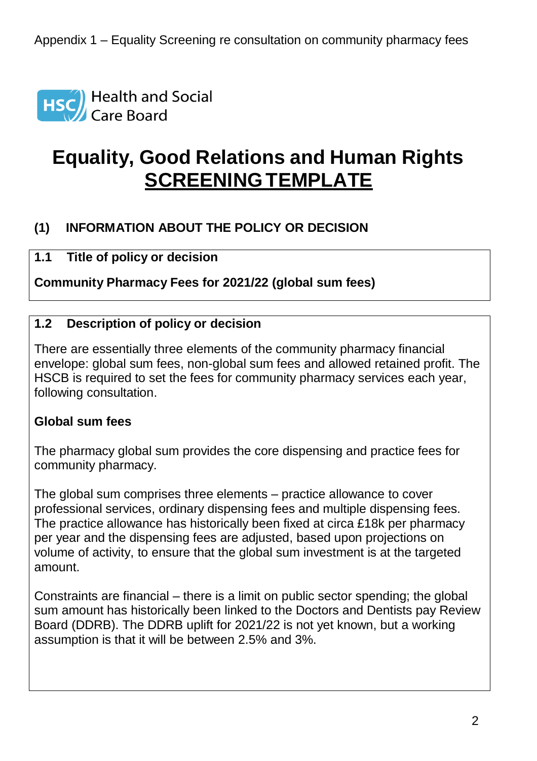Appendix 1 – Equality Screening re consultation on community pharmacy fees

Health and Social Care Board

# Equality, Good Relations and Human Rights SCREENING TEMPLATE

## (1) INFORMATION ABOUT THE POLICY OR DECISION

### 1.1 Title of policy or decision

**Community Pharmacy Fees for 2021/22 (global sum fees)**

### 1.2 Description of policy or decision

There are essentially three elements of the community pharmacy financial envelope: global sum fees, non-global sum fees and allowed retained profit. The HSCB is required to set the fees for community pharmacy services each year, following consultation.

**Global sum fees**

The pharmacy global sum provides the core dispensing and practice fees for community pharmacy.

The global sum comprises three elements – practice allowance to cover professional services, ordinary dispensing fees and multiple dispensing fees. The practice allowance has historically been fixed at circa £18k per pharmacy per year and the dispensing fees are adjusted, based upon projections on volume of activity, to ensure that the global sum investment is at the targeted amount.

Constraints are financial – there is a limit on public sector spending; the global sum amount has historically been linked to the Doctors and Dentists pay Review Board (DDRB). The DDRB uplift for 2021/22 is not yet known, but a working assumption is that it will be between 2.5% and 3%.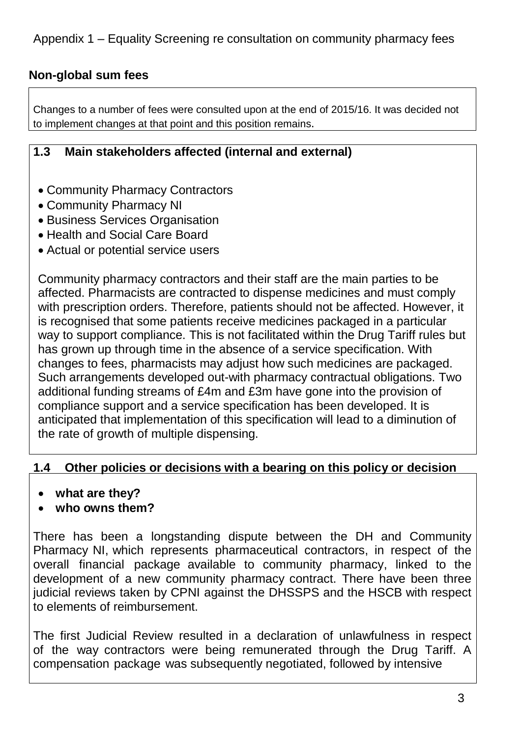Appendix 1 – Equality Screening re consultation on community pharmacy fees

## Non-global sum fees

Changes to a number of fees were consulted upon at the end of 2015/16. It was decided not to implement changes at that point and this position remains.

### 1.3 Main stakeholders affected (internal and external)

- Community Pharmacy Contractors
- Community Pharmacy NI
- Business Services Organisation
- Health and Social Care Board
- Actual or potential service users

Community pharmacy contractors and their staff are the main parties to be affected. Pharmacists are contracted to dispense medicines and must comply with prescription orders. Therefore, patients should not be affected. However, it is recognised that some patients receive medicines packaged in a particular way to support compliance. This is not facilitated within the Drug Tariff rules but has grown up through time in the absence of a service specification. With changes to fees, pharmacists may adjust how such medicines are packaged. Such arrangements developed out-with pharmacy contractual obligations. Two additional funding streams of £4m and £3m have gone into the provision of compliance support and a service specification has been developed. It is anticipated that implementation of this specification will lead to a diminution of the rate of growth of multiple dispensing.

### 1.4 Other policies or decisions with a bearing on this policy or decision

- **what are they?**
- **who owns them?**

There has been a longstanding dispute between the DH and Community Pharmacy NI, which represents pharmaceutical contractors, in respect of the overall financial package available to community pharmacy, linked to the development of a new community pharmacy contract. There have been three judicial reviews taken by CPNI against the DHSSPS and the HSCB with respect to elements of reimbursement.

The first Judicial Review resulted in a declaration of unlawfulness in respect of the way contractors were being remunerated through the Drug Tariff. A compensation package was subsequently negotiated, followed by intensive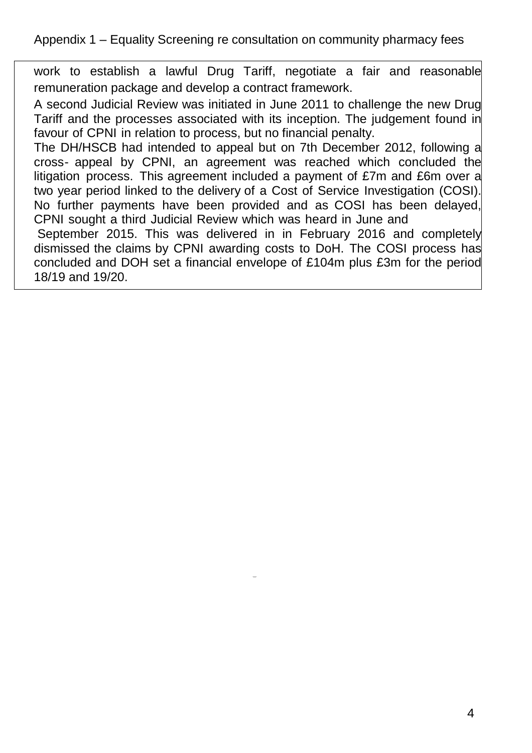work to establish a lawful Drug Tariff, negotiate a fair and reasonable remuneration package and develop a contract framework.

A second Judicial Review was initiated in June 2011 to challenge the new Drug Tariff and the processes associated with its inception. The judgement found in favour of CPNI in relation to process, but no financial penalty.

The DH/HSCB had intended to appeal but on 7th December 2012, following a cross- appeal by CPNI, an agreement was reached which concluded the litigation process. This agreement included a payment of £7m and £6m over a two year period linked to the delivery of a Cost of Service Investigation (COSI). No further payments have been provided and as COSI has been delayed, CPNI sought a third Judicial Review which was heard in June and September 2015. This was delivered in in February 2016 and completely dismissed the claims by CPNI awarding costs to DoH. The COSI process has concluded and DOH set a financial envelope of £104m plus £3m for the period 18/19 and 19/20.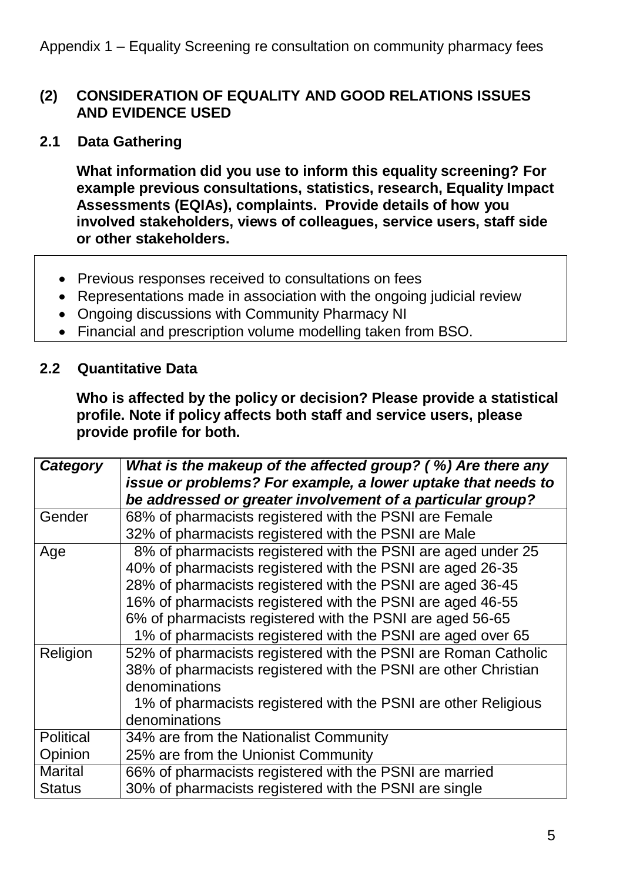Appendix 1 – Equality Screening re consultation on community pharmacy fees

## (2) CONSIDERATION OF EQUALITY AND GOOD RELATIONS ISSUES AND EVIDENCE USED

### 2.1 Data Gathering

**What information did you use to inform this equality screening? For example previous consultations, statistics, research, Equality Impact Assessments (EQIAs), complaints. Provide details of how you involved stakeholders, views of colleagues, service users, staff side or other stakeholders.**

- Previous responses received to consultations on fees
- Representations made in association with the ongoing judicial review
- Ongoing discussions with Community Pharmacy NI
- Financial and prescription volume modelling taken from BSO.

### 2.2 Quantitative Data

**Who is affected by the policy or decision? Please provide a statistical profile. Note if policy affects both staff and service users, please provide profile for both.**

| ***Category*** | ***What is the makeup of the affected group? ( %) Are there any issue or problems? For example, a lower uptake that needs to be addressed or greater involvement of a particular group?*** |
|---|---|
| Gender | 68% of pharmacists registered with the PSNI are Female<br>32% of pharmacists registered with the PSNI are Male |
| Age | 8% of pharmacists registered with the PSNI are aged under 25<br>40% of pharmacists registered with the PSNI are aged 26-35<br>28% of pharmacists registered with the PSNI are aged 36-45<br>16% of pharmacists registered with the PSNI are aged 46-55<br>6% of pharmacists registered with the PSNI are aged 56-65<br>1% of pharmacists registered with the PSNI are aged over 65 |
| Religion | 52% of pharmacists registered with the PSNI are Roman Catholic<br>38% of pharmacists registered with the PSNI are other Christian denominations<br>1% of pharmacists registered with the PSNI are other Religious denominations |
| Political Opinion | 34% are from the Nationalist Community<br>25% are from the Unionist Community |
| Marital Status | 66% of pharmacists registered with the PSNI are married<br>30% of pharmacists registered with the PSNI are single |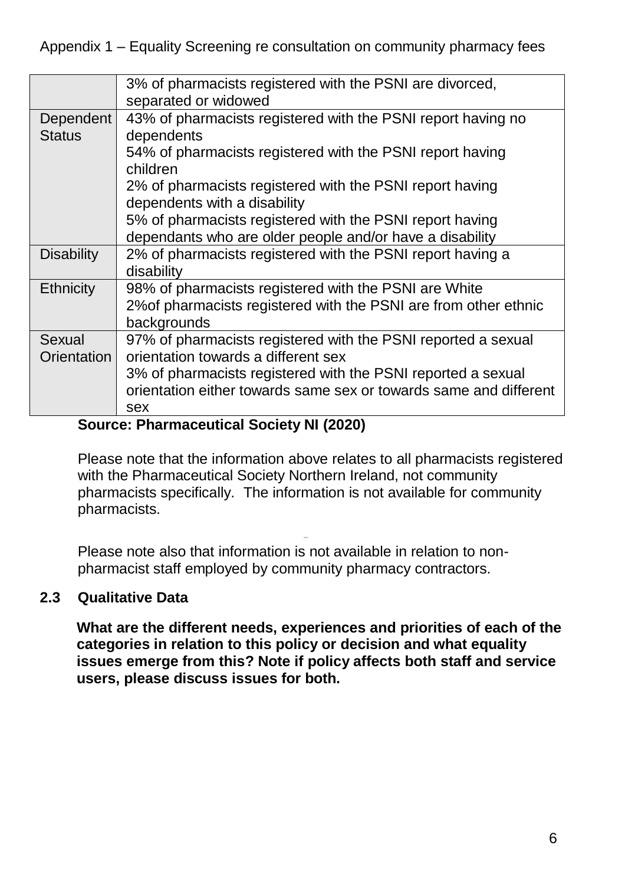| | |
|---|---|
| | 3% of pharmacists registered with the PSNI are divorced, separated or widowed |
| Dependent Status | 43% of pharmacists registered with the PSNI report having no dependents<br>54% of pharmacists registered with the PSNI report having children<br>2% of pharmacists registered with the PSNI report having dependents with a disability<br>5% of pharmacists registered with the PSNI report having dependants who are older people and/or have a disability |
| Disability | 2% of pharmacists registered with the PSNI report having a disability |
| Ethnicity | 98% of pharmacists registered with the PSNI are White<br>2%of pharmacists registered with the PSNI are from other ethnic backgrounds |
| Sexual Orientation | 97% of pharmacists registered with the PSNI reported a sexual orientation towards a different sex<br>3% of pharmacists registered with the PSNI reported a sexual orientation either towards same sex or towards same and different sex |

**Source: Pharmaceutical Society NI (2020)**

Please note that the information above relates to all pharmacists registered with the Pharmaceutical Society Northern Ireland, not community pharmacists specifically. The information is not available for community pharmacists.

Please note also that information is not available in relation to non-pharmacist staff employed by community pharmacy contractors.

### 2.3 Qualitative Data

**What are the different needs, experiences and priorities of each of the categories in relation to this policy or decision and what equality issues emerge from this? Note if policy affects both staff and service users, please discuss issues for both.**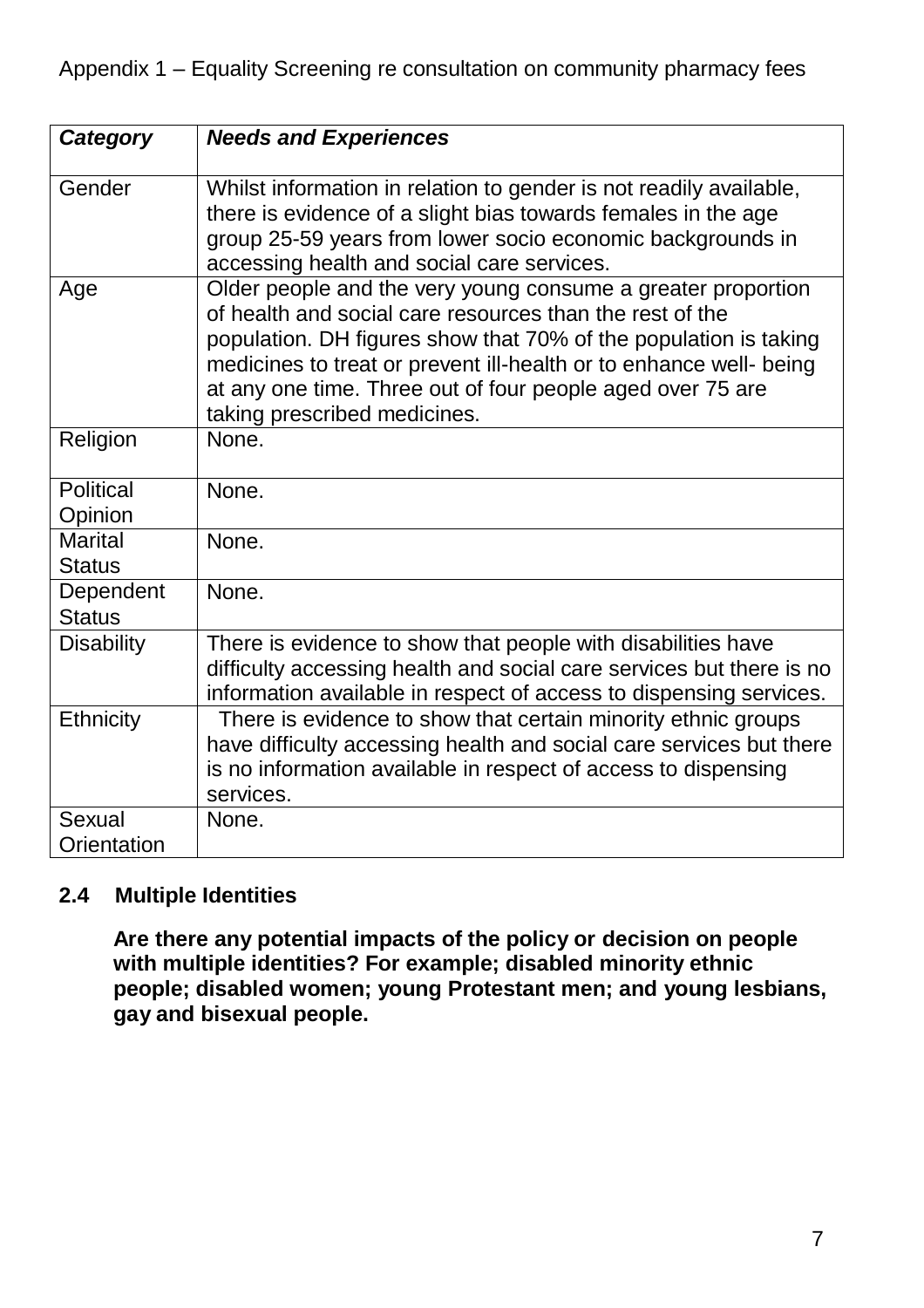Appendix 1 – Equality Screening re consultation on community pharmacy fees

| ***Category*** | ***Needs and Experiences*** |
|---|---|
| Gender | Whilst information in relation to gender is not readily available, there is evidence of a slight bias towards females in the age group 25-59 years from lower socio economic backgrounds in accessing health and social care services. |
| Age | Older people and the very young consume a greater proportion of health and social care resources than the rest of the population. DH figures show that 70% of the population is taking medicines to treat or prevent ill-health or to enhance well- being at any one time. Three out of four people aged over 75 are taking prescribed medicines. |
| Religion | None. |
| Political Opinion | None. |
| Marital Status | None. |
| Dependent Status | None. |
| Disability | There is evidence to show that people with disabilities have difficulty accessing health and social care services but there is no information available in respect of access to dispensing services. |
| Ethnicity | There is evidence to show that certain minority ethnic groups have difficulty accessing health and social care services but there is no information available in respect of access to dispensing services. |
| Sexual Orientation | None. |

## 2.4 Multiple Identities

**Are there any potential impacts of the policy or decision on people with multiple identities? For example; disabled minority ethnic people; disabled women; young Protestant men; and young lesbians, gay and bisexual people.**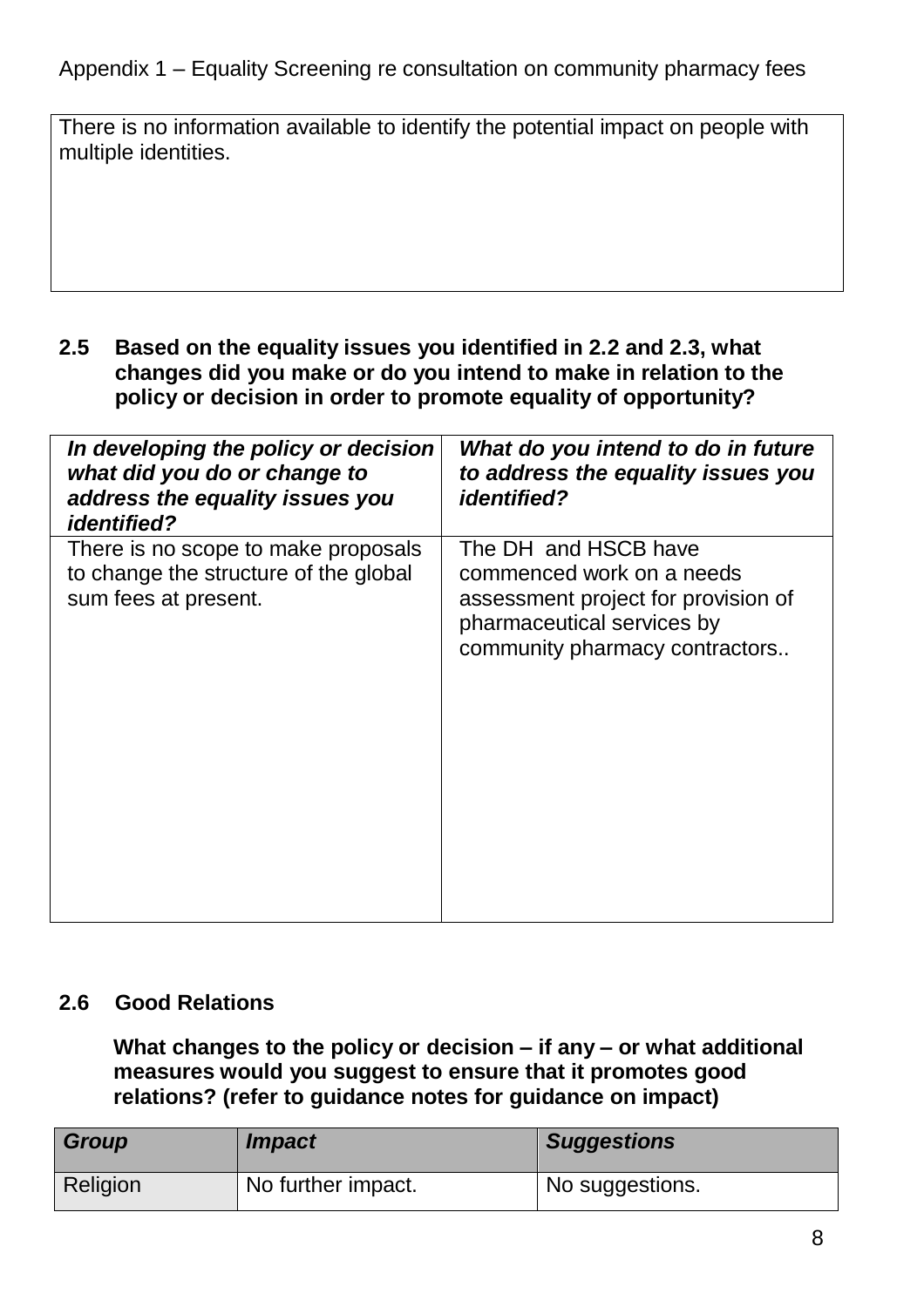There is no information available to identify the potential impact on people with multiple identities.

**2.5 Based on the equality issues you identified in 2.2 and 2.3, what changes did you make or do you intend to make in relation to the policy or decision in order to promote equality of opportunity?**

| *In developing the policy or decision what did you do or change to address the equality issues you identified?* | *What do you intend to do in future to address the equality issues you identified?* |
|---|---|
| There is no scope to make proposals to change the structure of the global sum fees at present. | The DH and HSCB have commenced work on a needs assessment project for provision of pharmaceutical services by community pharmacy contractors.. |

**2.6 Good Relations**

**What changes to the policy or decision – if any – or what additional measures would you suggest to ensure that it promotes good relations? (refer to guidance notes for guidance on impact)**

| *Group* | *Impact* | *Suggestions* |
|---|---|---|
| Religion | No further impact. | No suggestions. |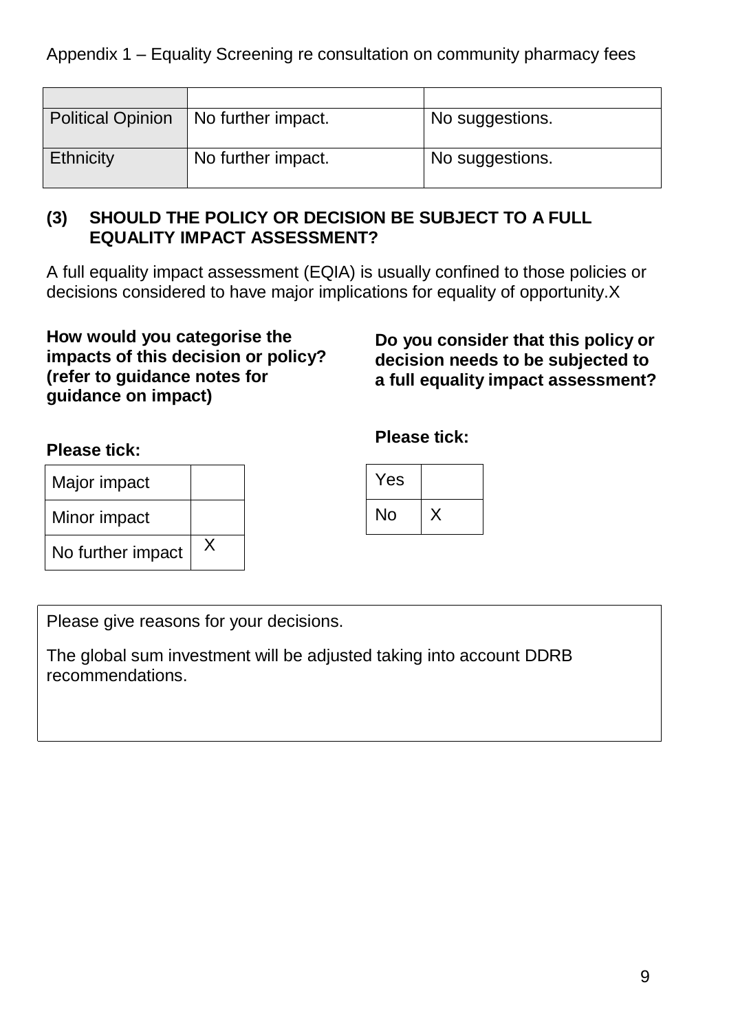Appendix 1 – Equality Screening re consultation on community pharmacy fees

| | | |
|---|---|---|
| Political Opinion | No further impact. | No suggestions. |
| Ethnicity | No further impact. | No suggestions. |

**(3) SHOULD THE POLICY OR DECISION BE SUBJECT TO A FULL EQUALITY IMPACT ASSESSMENT?**

A full equality impact assessment (EQIA) is usually confined to those policies or decisions considered to have major implications for equality of opportunity.X

**How would you categorise the impacts of this decision or policy? (refer to guidance notes for guidance on impact)**

**Please tick:**

| | |
|---|---|
| Major impact | |
| Minor impact | |
| No further impact | X |

**Do you consider that this policy or decision needs to be subjected to a full equality impact assessment?**

**Please tick:**

| | |
|---|---|
| Yes | |
| No | X |

Please give reasons for your decisions.

The global sum investment will be adjusted taking into account DDRB recommendations.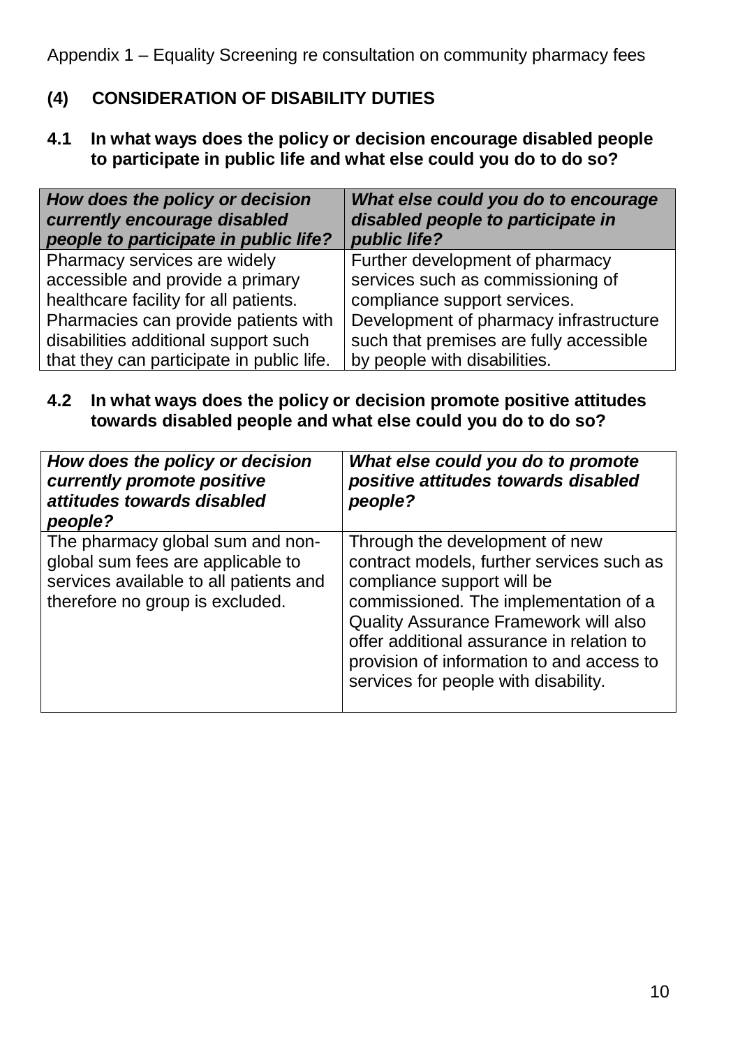Appendix 1 – Equality Screening re consultation on community pharmacy fees

## (4) CONSIDERATION OF DISABILITY DUTIES

### 4.1 In what ways does the policy or decision encourage disabled people to participate in public life and what else could you do to do so?

| *How does the policy or decision currently encourage disabled people to participate in public life?* | *What else could you do to encourage disabled people to participate in public life?* |
|---|---|
| Pharmacy services are widely accessible and provide a primary healthcare facility for all patients. Pharmacies can provide patients with disabilities additional support such that they can participate in public life. | Further development of pharmacy services such as commissioning of compliance support services. Development of pharmacy infrastructure such that premises are fully accessible by people with disabilities. |

### 4.2 In what ways does the policy or decision promote positive attitudes towards disabled people and what else could you do to do so?

| *How does the policy or decision currently promote positive attitudes towards disabled people?* | *What else could you do to promote positive attitudes towards disabled people?* |
|---|---|
| The pharmacy global sum and non-global sum fees are applicable to services available to all patients and therefore no group is excluded. | Through the development of new contract models, further services such as compliance support will be commissioned. The implementation of a Quality Assurance Framework will also offer additional assurance in relation to provision of information to and access to services for people with disability. |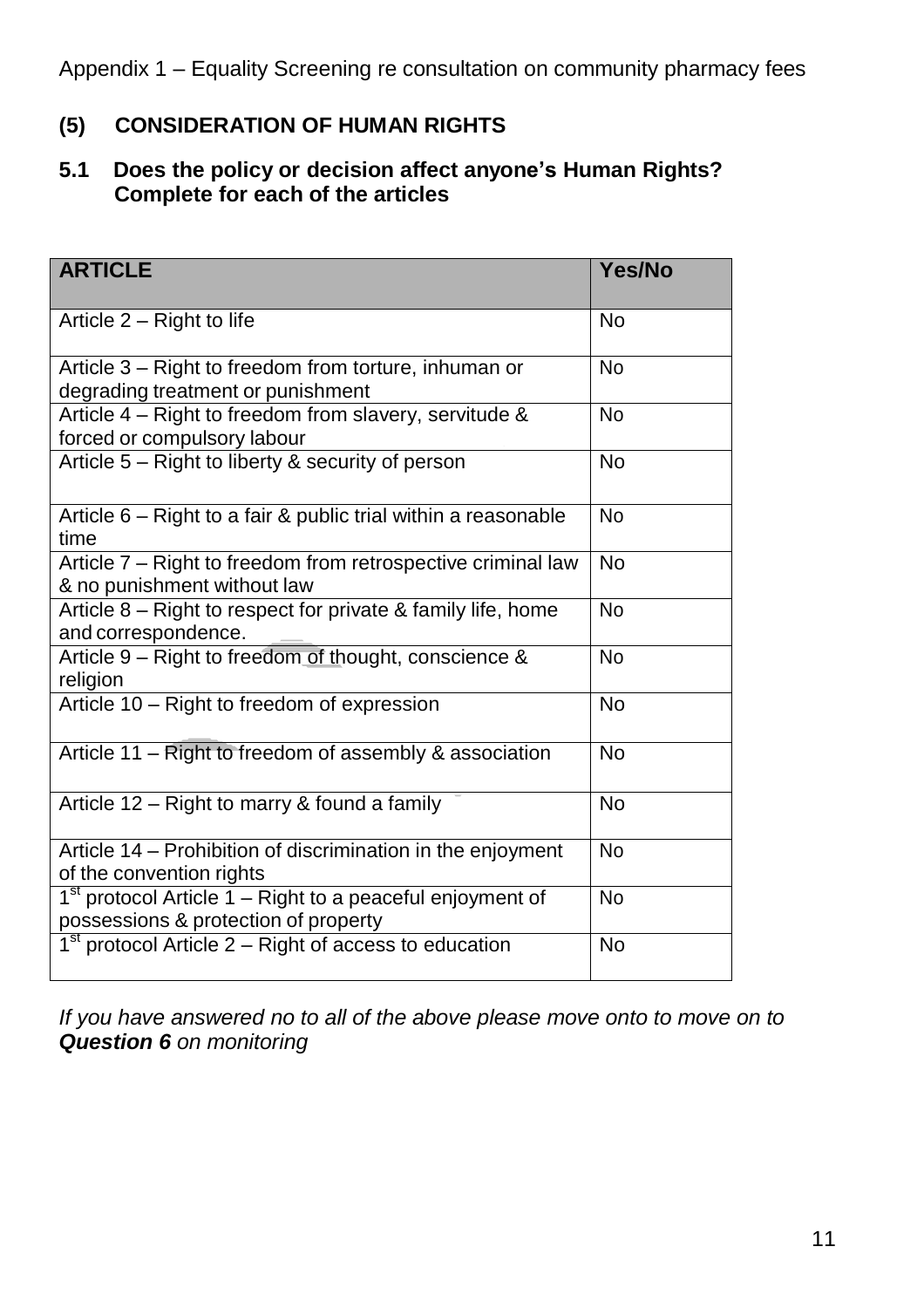Appendix 1 – Equality Screening re consultation on community pharmacy fees

## (5) CONSIDERATION OF HUMAN RIGHTS

### 5.1 Does the policy or decision affect anyone's Human Rights? Complete for each of the articles

| ARTICLE | Yes/No |
|---|---|
| Article 2 – Right to life | No |
| Article 3 – Right to freedom from torture, inhuman or degrading treatment or punishment | No |
| Article 4 – Right to freedom from slavery, servitude & forced or compulsory labour | No |
| Article 5 – Right to liberty & security of person | No |
| Article 6 – Right to a fair & public trial within a reasonable time | No |
| Article 7 – Right to freedom from retrospective criminal law & no punishment without law | No |
| Article 8 – Right to respect for private & family life, home and correspondence. | No |
| Article 9 – Right to freedom of thought, conscience & religion | No |
| Article 10 – Right to freedom of expression | No |
| Article 11 – Right to freedom of assembly & association | No |
| Article 12 – Right to marry & found a family | No |
| Article 14 – Prohibition of discrimination in the enjoyment of the convention rights | No |
| 1st protocol Article 1 – Right to a peaceful enjoyment of possessions & protection of property | No |
| 1st protocol Article 2 – Right of access to education | No |

*If you have answered no to all of the above please move onto to move on to **Question 6** on monitoring*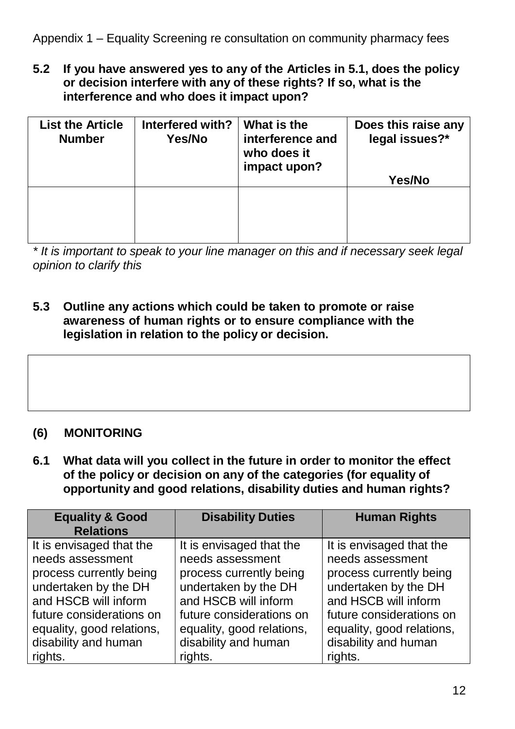Appendix 1 – Equality Screening re consultation on community pharmacy fees

**5.2 If you have answered yes to any of the Articles in 5.1, does the policy or decision interfere with any of these rights? If so, what is the interference and who does it impact upon?**

| List the Article Number | Interfered with? Yes/No | What is the interference and who does it impact upon? | Does this raise any legal issues?* Yes/No |
|---|---|---|---|
| | | | |

*\* It is important to speak to your line manager on this and if necessary seek legal opinion to clarify this*

**5.3 Outline any actions which could be taken to promote or raise awareness of human rights or to ensure compliance with the legislation in relation to the policy or decision.**

| |
|---|
| |

## (6) MONITORING

**6.1 What data will you collect in the future in order to monitor the effect of the policy or decision on any of the categories (for equality of opportunity and good relations, disability duties and human rights?**

| Equality & Good Relations | Disability Duties | Human Rights |
|---|---|---|
| It is envisaged that the needs assessment process currently being undertaken by the DH and HSCB will inform future considerations on equality, good relations, disability and human rights. | It is envisaged that the needs assessment process currently being undertaken by the DH and HSCB will inform future considerations on equality, good relations, disability and human rights. | It is envisaged that the needs assessment process currently being undertaken by the DH and HSCB will inform future considerations on equality, good relations, disability and human rights. |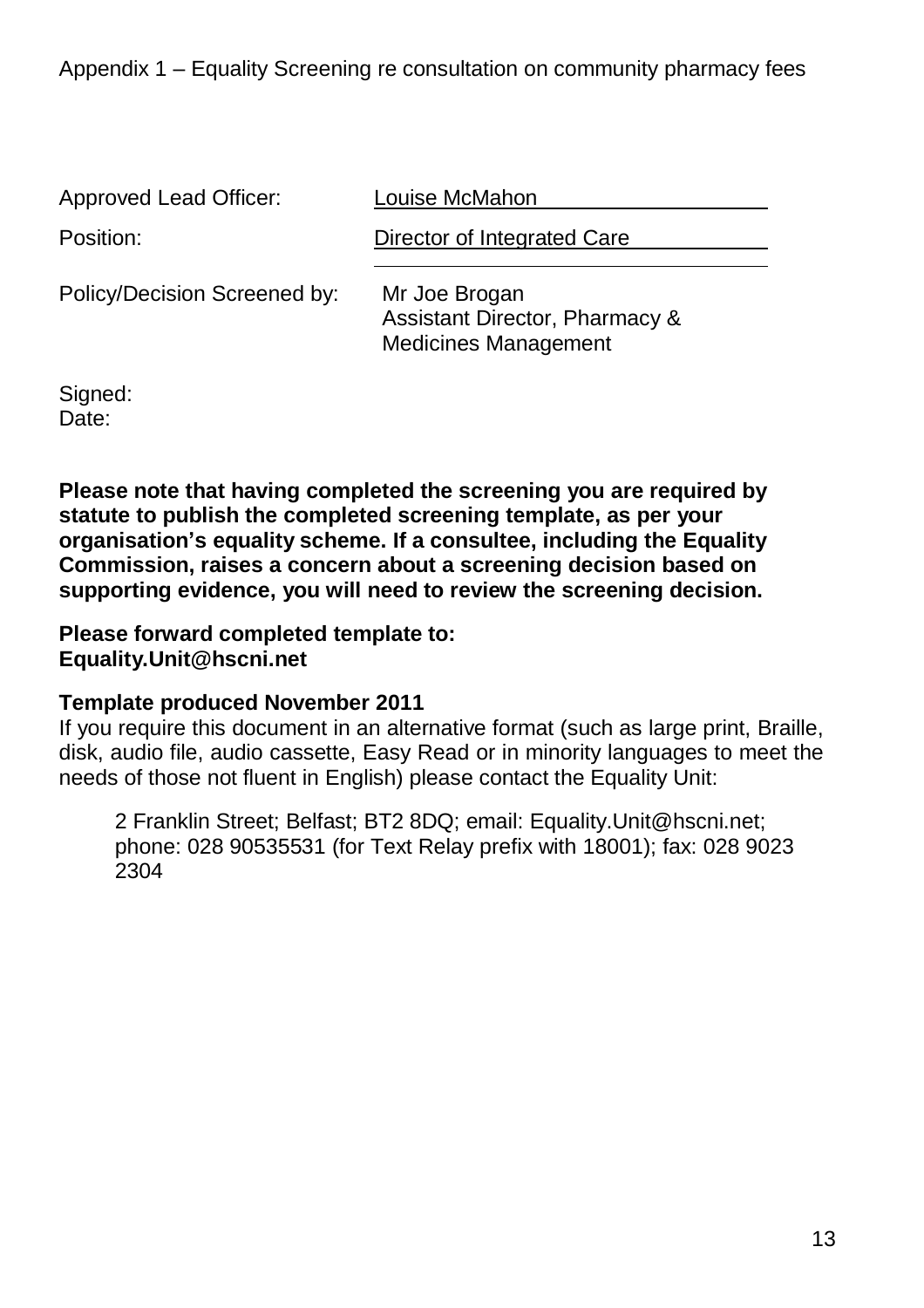Appendix 1 – Equality Screening re consultation on community pharmacy fees

| | |
|---|---|
| Approved Lead Officer: | Louise McMahon |
| Position: | Director of Integrated Care |
| Policy/Decision Screened by: | Mr Joe Brogan<br>Assistant Director, Pharmacy & Medicines Management |

Signed:
Date:

**Please note that having completed the screening you are required by statute to publish the completed screening template, as per your organisation's equality scheme. If a consultee, including the Equality Commission, raises a concern about a screening decision based on supporting evidence, you will need to review the screening decision.**

**Please forward completed template to:**
**Equality.Unit@hscni.net**

**Template produced November 2011**
If you require this document in an alternative format (such as large print, Braille, disk, audio file, audio cassette, Easy Read or in minority languages to meet the needs of those not fluent in English) please contact the Equality Unit:

> 2 Franklin Street; Belfast; BT2 8DQ; email: Equality.Unit@hscni.net; phone: 028 90535531 (for Text Relay prefix with 18001); fax: 028 9023 2304